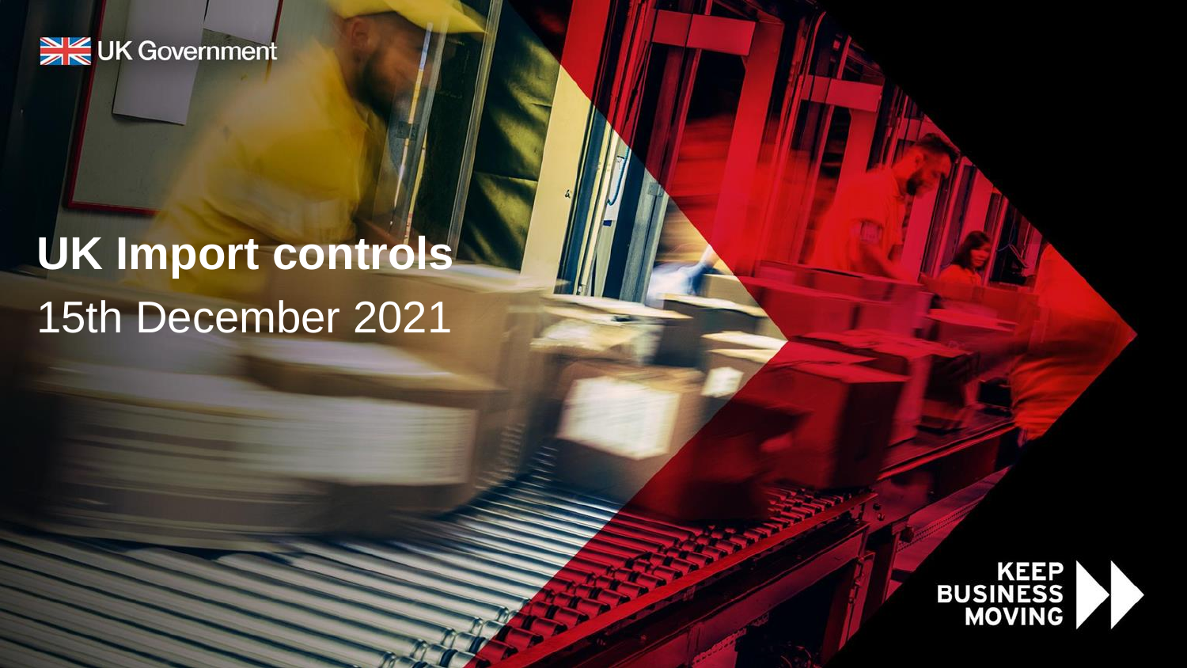UK Government

# UK Import controls

15th December 2021

KEEP BUSINESS MOVING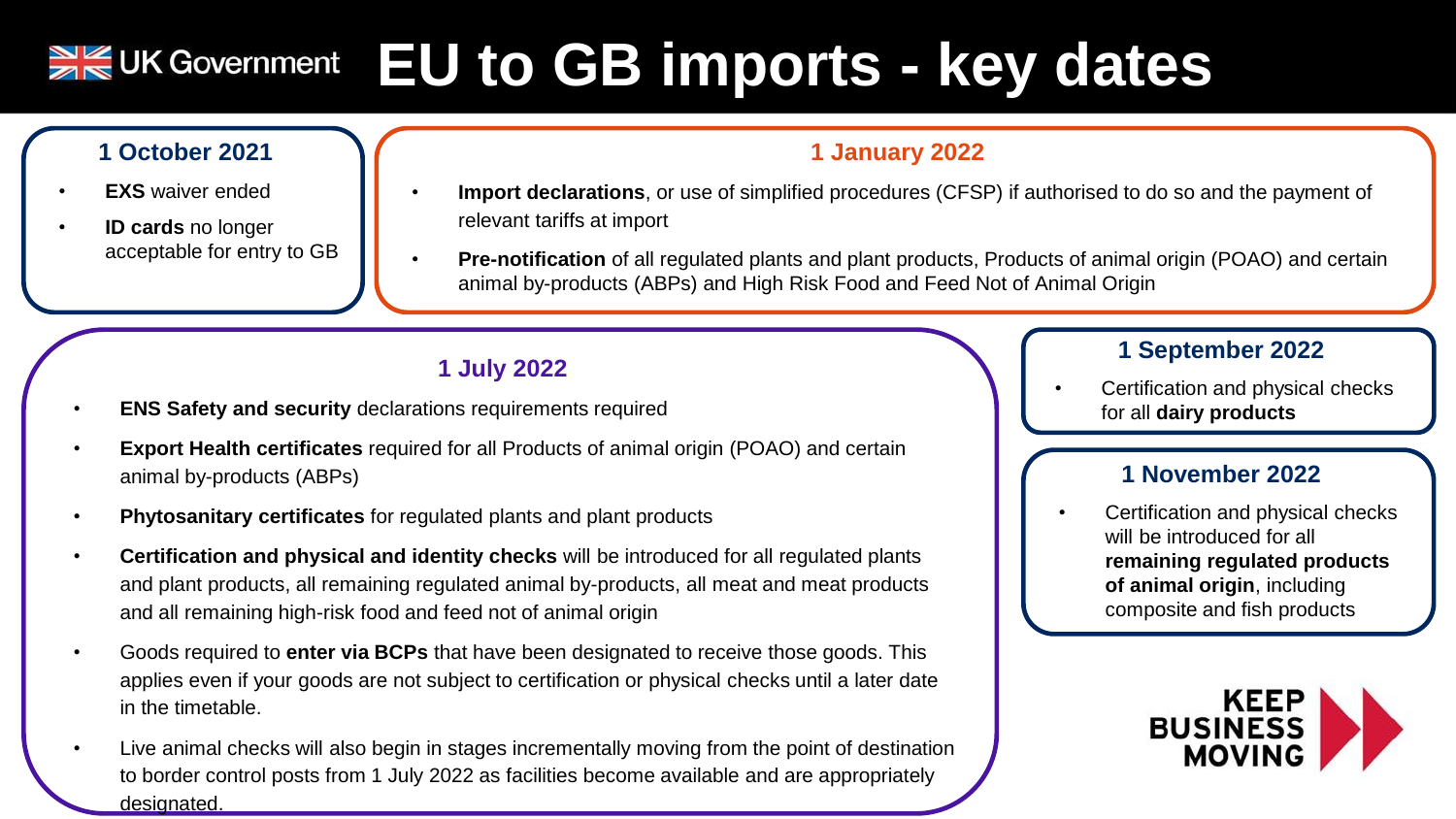# EU to GB imports - key dates

UK Government

## 1 October 2021

- **EXS** waiver ended
- **ID cards** no longer acceptable for entry to GB

## 1 January 2022

- **Import declarations**, or use of simplified procedures (CFSP) if authorised to do so and the payment of relevant tariffs at import
- **Pre-notification** of all regulated plants and plant products, Products of animal origin (POAO) and certain animal by-products (ABPs) and High Risk Food and Feed Not of Animal Origin

## 1 July 2022

- **ENS Safety and security** declarations requirements required
- **Export Health certificates** required for all Products of animal origin (POAO) and certain animal by-products (ABPs)
- **Phytosanitary certificates** for regulated plants and plant products
- **Certification and physical and identity checks** will be introduced for all regulated plants and plant products, all remaining regulated animal by-products, all meat and meat products and all remaining high-risk food and feed not of animal origin
- Goods required to **enter via BCPs** that have been designated to receive those goods. This applies even if your goods are not subject to certification or physical checks until a later date in the timetable.
- Live animal checks will also begin in stages incrementally moving from the point of destination to border control posts from 1 July 2022 as facilities become available and are appropriately designated.

## 1 September 2022

- Certification and physical checks for all **dairy products**

## 1 November 2022

- Certification and physical checks will be introduced for all **remaining regulated products of animal origin**, including composite and fish products

KEEP BUSINESS MOVING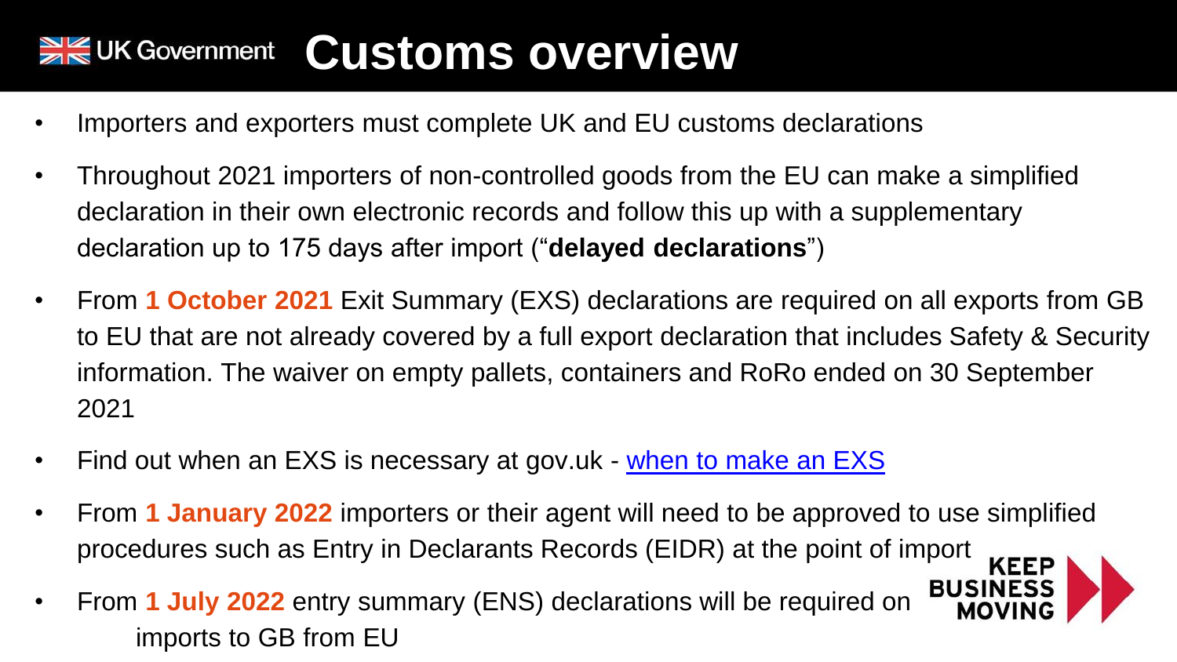# Customs overview

- Importers and exporters must complete UK and EU customs declarations
- Throughout 2021 importers of non-controlled goods from the EU can make a simplified declaration in their own electronic records and follow this up with a supplementary declaration up to 175 days after import ("**delayed declarations**")
- From **1 October 2021** Exit Summary (EXS) declarations are required on all exports from GB to EU that are not already covered by a full export declaration that includes Safety & Security information. The waiver on empty pallets, containers and RoRo ended on 30 September 2021
- Find out when an EXS is necessary at gov.uk - when to make an EXS
- From **1 January 2022** importers or their agent will need to be approved to use simplified procedures such as Entry in Declarants Records (EIDR) at the point of import
- From **1 July 2022** entry summary (ENS) declarations will be required on imports to GB from EU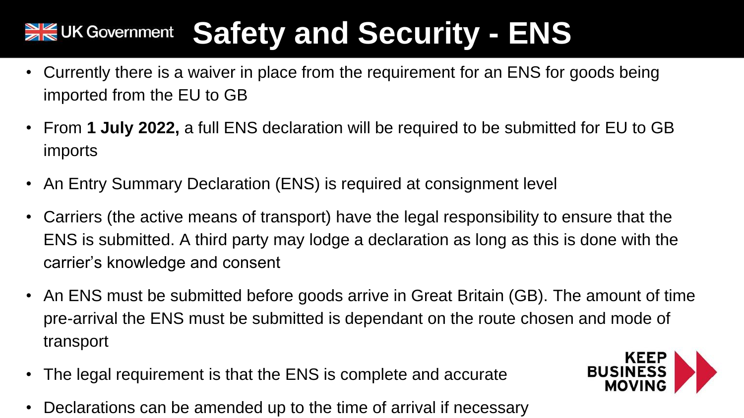# Safety and Security - ENS

- Currently there is a waiver in place from the requirement for an ENS for goods being imported from the EU to GB
- From **1 July 2022,** a full ENS declaration will be required to be submitted for EU to GB imports
- An Entry Summary Declaration (ENS) is required at consignment level
- Carriers (the active means of transport) have the legal responsibility to ensure that the ENS is submitted. A third party may lodge a declaration as long as this is done with the carrier's knowledge and consent
- An ENS must be submitted before goods arrive in Great Britain (GB). The amount of time pre-arrival the ENS must be submitted is dependant on the route chosen and mode of transport
- The legal requirement is that the ENS is complete and accurate
- Declarations can be amended up to the time of arrival if necessary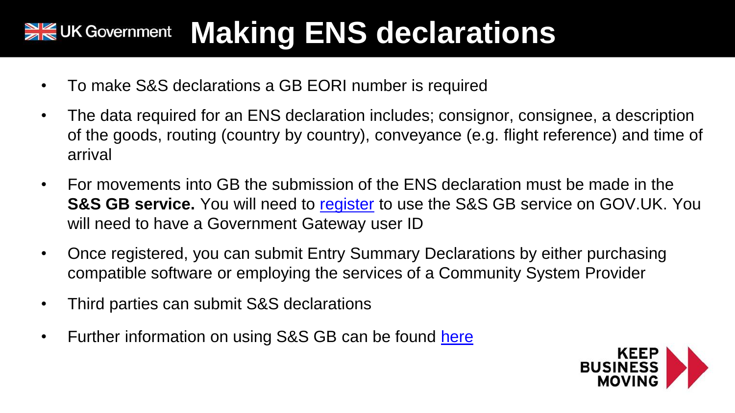# Making ENS declarations

- To make S&S declarations a GB EORI number is required
- The data required for an ENS declaration includes; consignor, consignee, a description of the goods, routing (country by country), conveyance (e.g. flight reference) and time of arrival
- For movements into GB the submission of the ENS declaration must be made in the **S&S GB service.** You will need to register to use the S&S GB service on GOV.UK. You will need to have a Government Gateway user ID
- Once registered, you can submit Entry Summary Declarations by either purchasing compatible software or employing the services of a Community System Provider
- Third parties can submit S&S declarations
- Further information on using S&S GB can be found here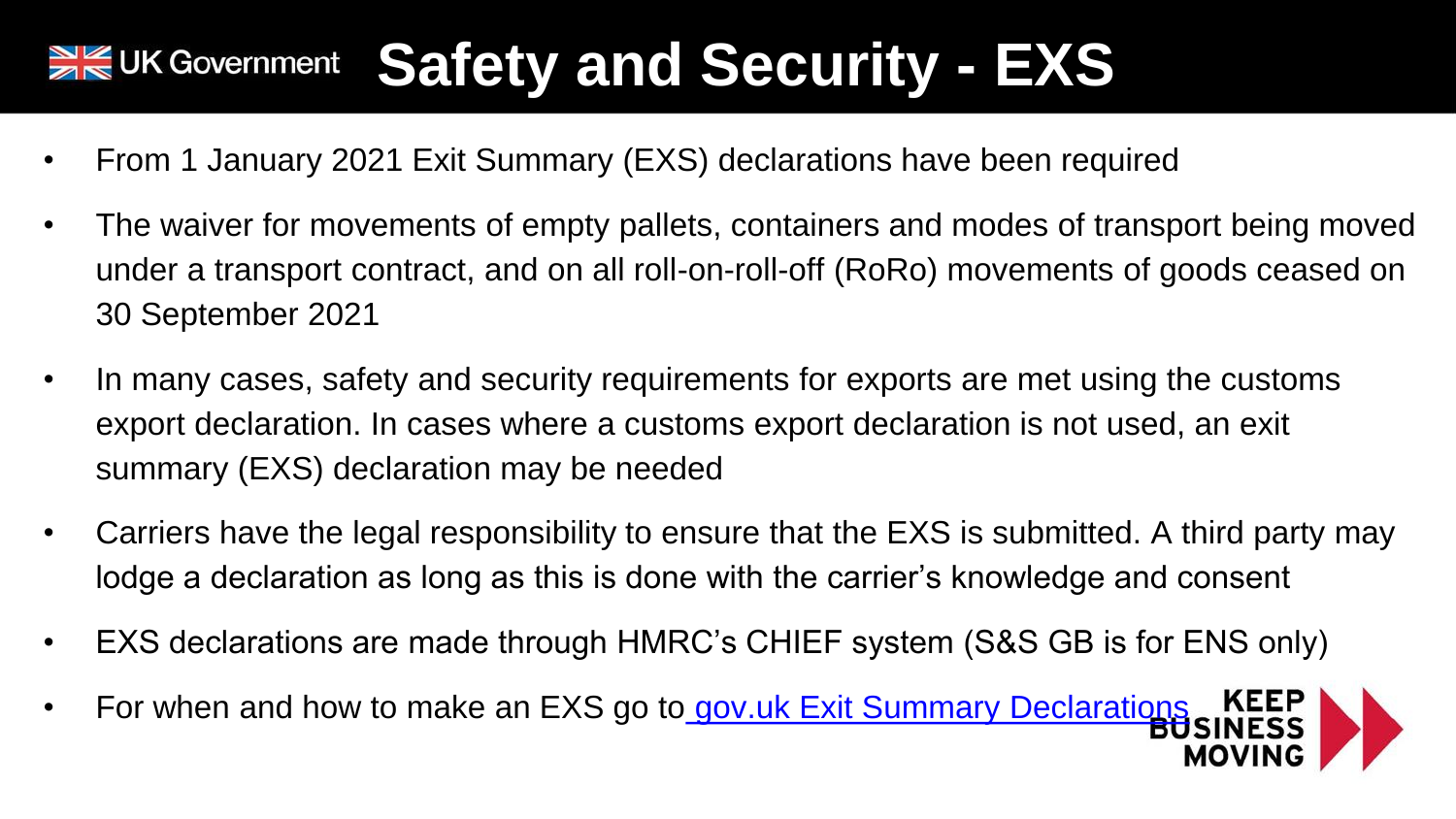# Safety and Security - EXS

- From 1 January 2021 Exit Summary (EXS) declarations have been required
- The waiver for movements of empty pallets, containers and modes of transport being moved under a transport contract, and on all roll-on-roll-off (RoRo) movements of goods ceased on 30 September 2021
- In many cases, safety and security requirements for exports are met using the customs export declaration. In cases where a customs export declaration is not used, an exit summary (EXS) declaration may be needed
- Carriers have the legal responsibility to ensure that the EXS is submitted. A third party may lodge a declaration as long as this is done with the carrier's knowledge and consent
- EXS declarations are made through HMRC's CHIEF system (S&S GB is for ENS only)
- For when and how to make an EXS go to gov.uk Exit Summary Declarations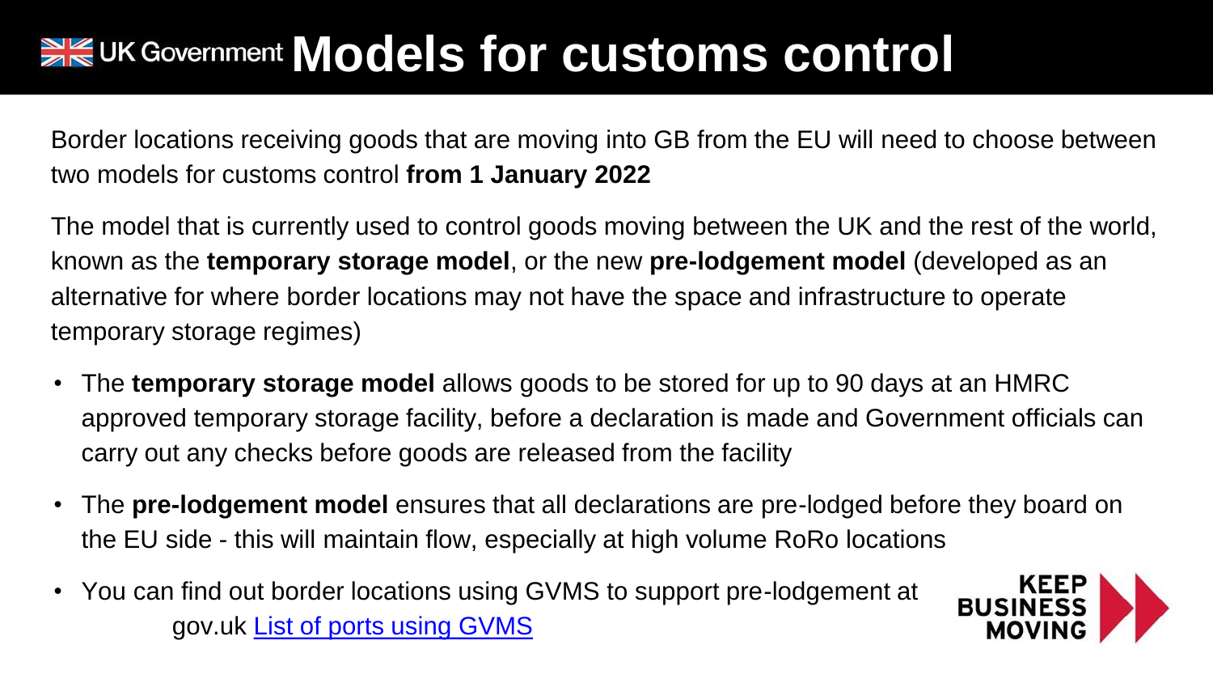# Models for customs control

Border locations receiving goods that are moving into GB from the EU will need to choose between two models for customs control **from 1 January 2022**

The model that is currently used to control goods moving between the UK and the rest of the world, known as the **temporary storage model**, or the new **pre-lodgement model** (developed as an alternative for where border locations may not have the space and infrastructure to operate temporary storage regimes)

- The **temporary storage model** allows goods to be stored for up to 90 days at an HMRC approved temporary storage facility, before a declaration is made and Government officials can carry out any checks before goods are released from the facility
- The **pre-lodgement model** ensures that all declarations are pre-lodged before they board on the EU side - this will maintain flow, especially at high volume RoRo locations
- You can find out border locations using GVMS to support pre-lodgement at gov.uk List of ports using GVMS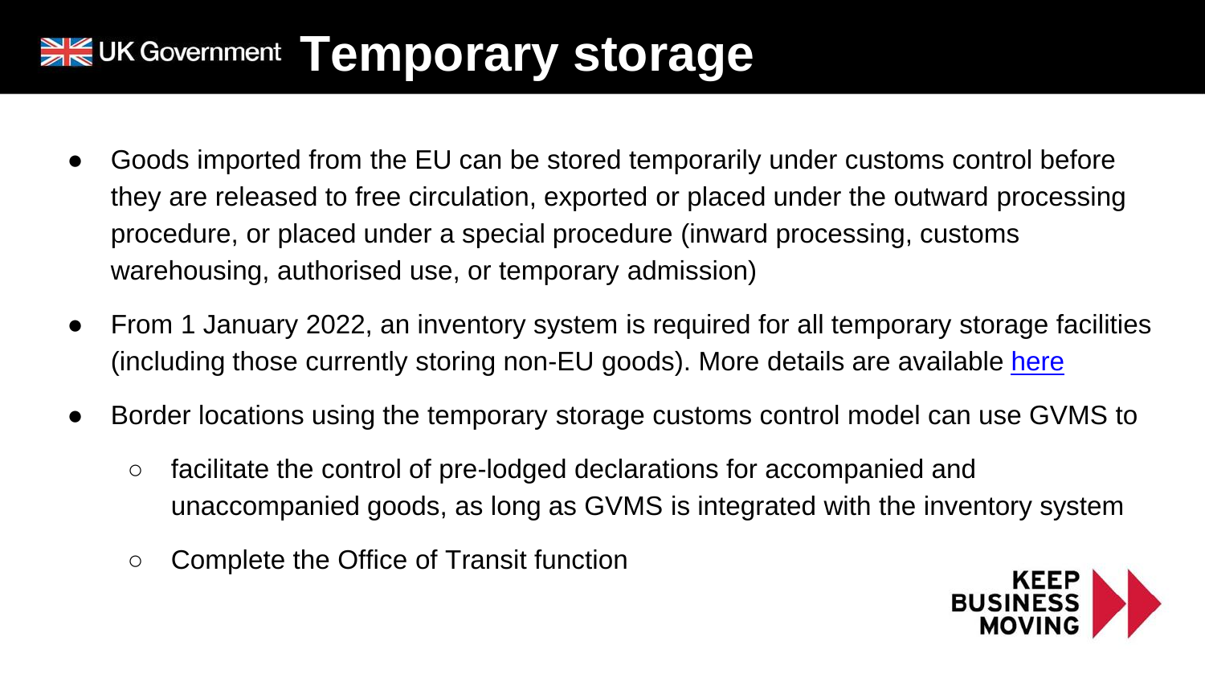# Temporary storage

- Goods imported from the EU can be stored temporarily under customs control before they are released to free circulation, exported or placed under the outward processing procedure, or placed under a special procedure (inward processing, customs warehousing, authorised use, or temporary admission)
- From 1 January 2022, an inventory system is required for all temporary storage facilities (including those currently storing non-EU goods). More details are available here
- Border locations using the temporary storage customs control model can use GVMS to
  - facilitate the control of pre-lodged declarations for accompanied and unaccompanied goods, as long as GVMS is integrated with the inventory system
  - Complete the Office of Transit function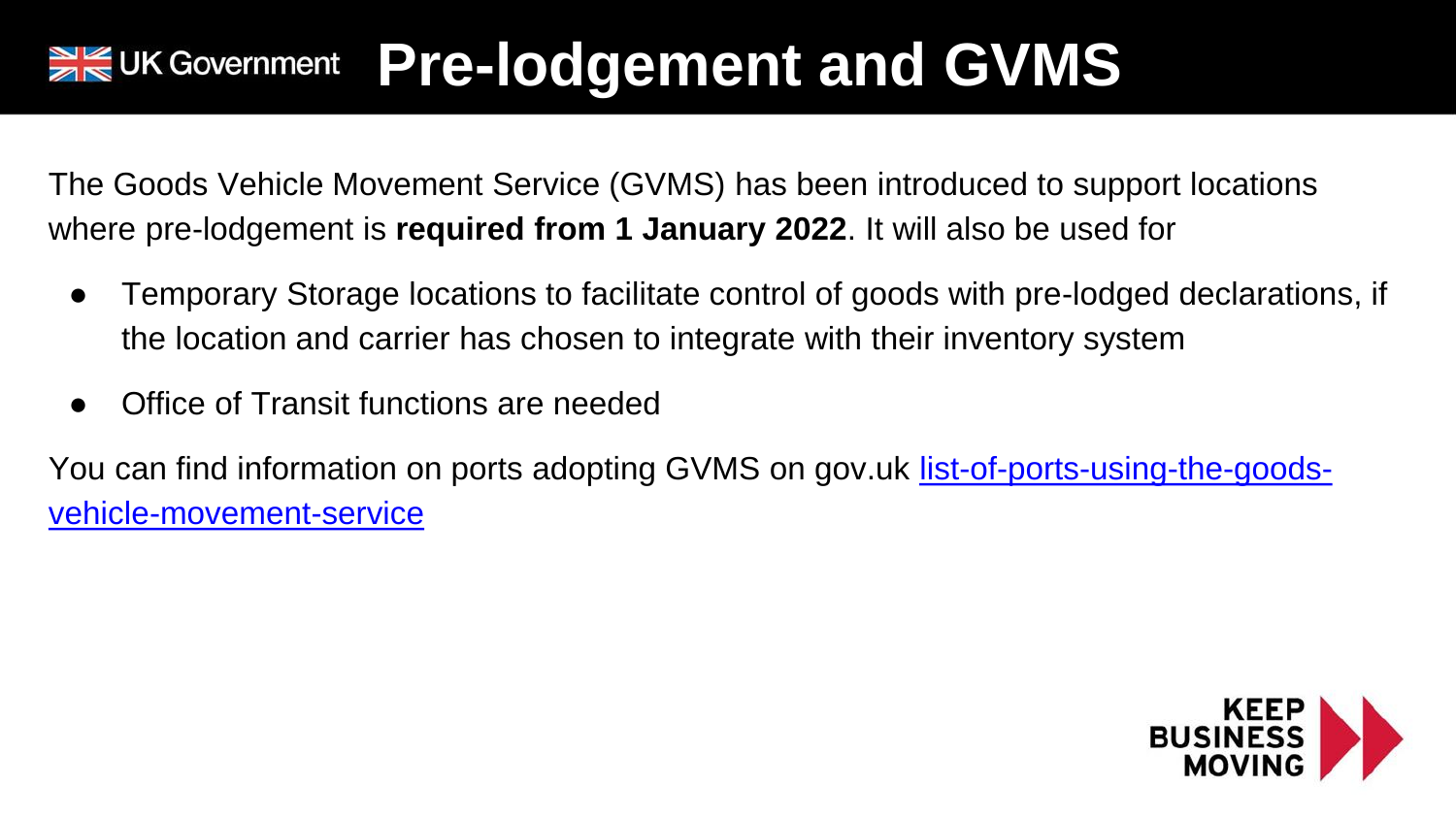# Pre-lodgement and GVMS

The Goods Vehicle Movement Service (GVMS) has been introduced to support locations where pre-lodgement is **required from 1 January 2022**. It will also be used for

- Temporary Storage locations to facilitate control of goods with pre-lodged declarations, if the location and carrier has chosen to integrate with their inventory system
- Office of Transit functions are needed

You can find information on ports adopting GVMS on gov.uk list-of-ports-using-the-goods-vehicle-movement-service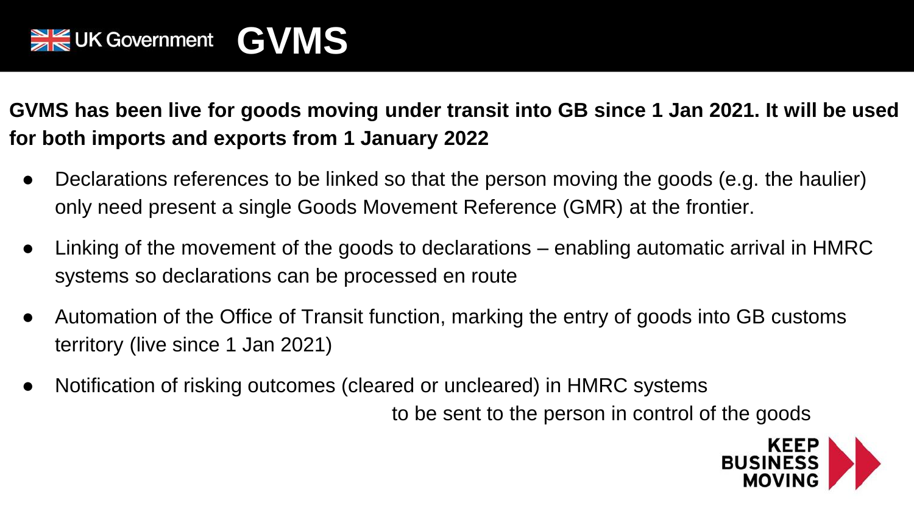# GVMS

**GVMS has been live for goods moving under transit into GB since 1 Jan 2021. It will be used for both imports and exports from 1 January 2022**

- Declarations references to be linked so that the person moving the goods (e.g. the haulier) only need present a single Goods Movement Reference (GMR) at the frontier.
- Linking of the movement of the goods to declarations – enabling automatic arrival in HMRC systems so declarations can be processed en route
- Automation of the Office of Transit function, marking the entry of goods into GB customs territory (live since 1 Jan 2021)
- Notification of risking outcomes (cleared or uncleared) in HMRC systems to be sent to the person in control of the goods

KEEP BUSINESS MOVING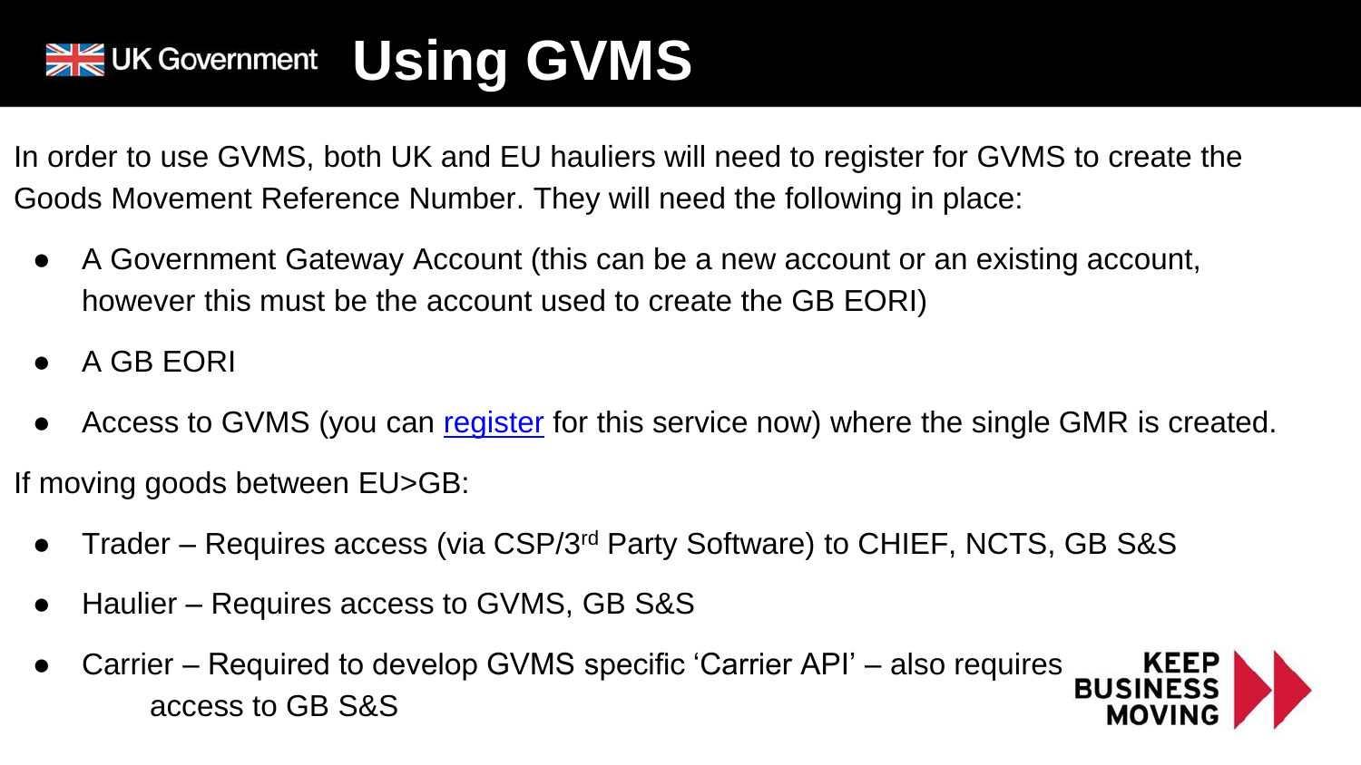# Using GVMS

In order to use GVMS, both UK and EU hauliers will need to register for GVMS to create the Goods Movement Reference Number. They will need the following in place:

- A Government Gateway Account (this can be a new account or an existing account, however this must be the account used to create the GB EORI)
- A GB EORI
- Access to GVMS (you can register for this service now) where the single GMR is created.

If moving goods between EU>GB:

- Trader – Requires access (via CSP/3rd Party Software) to CHIEF, NCTS, GB S&S
- Haulier – Requires access to GVMS, GB S&S
- Carrier – Required to develop GVMS specific 'Carrier API' – also requires access to GB S&S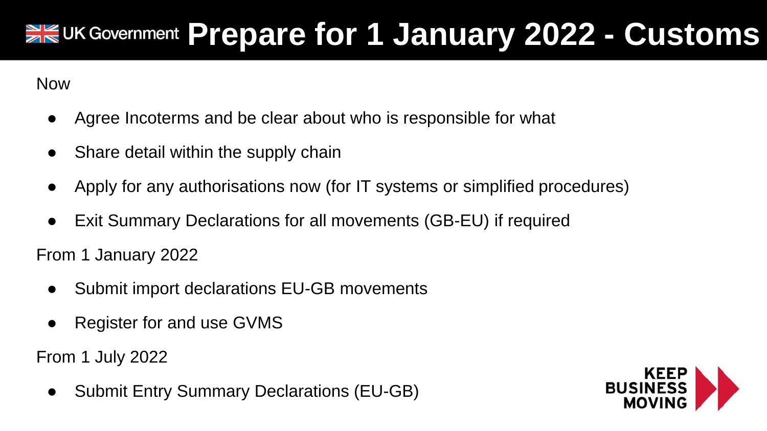# Prepare for 1 January 2022 - Customs

Now

- Agree Incoterms and be clear about who is responsible for what
- Share detail within the supply chain
- Apply for any authorisations now (for IT systems or simplified procedures)
- Exit Summary Declarations for all movements (GB-EU) if required

From 1 January 2022

- Submit import declarations EU-GB movements
- Register for and use GVMS

From 1 July 2022

- Submit Entry Summary Declarations (EU-GB)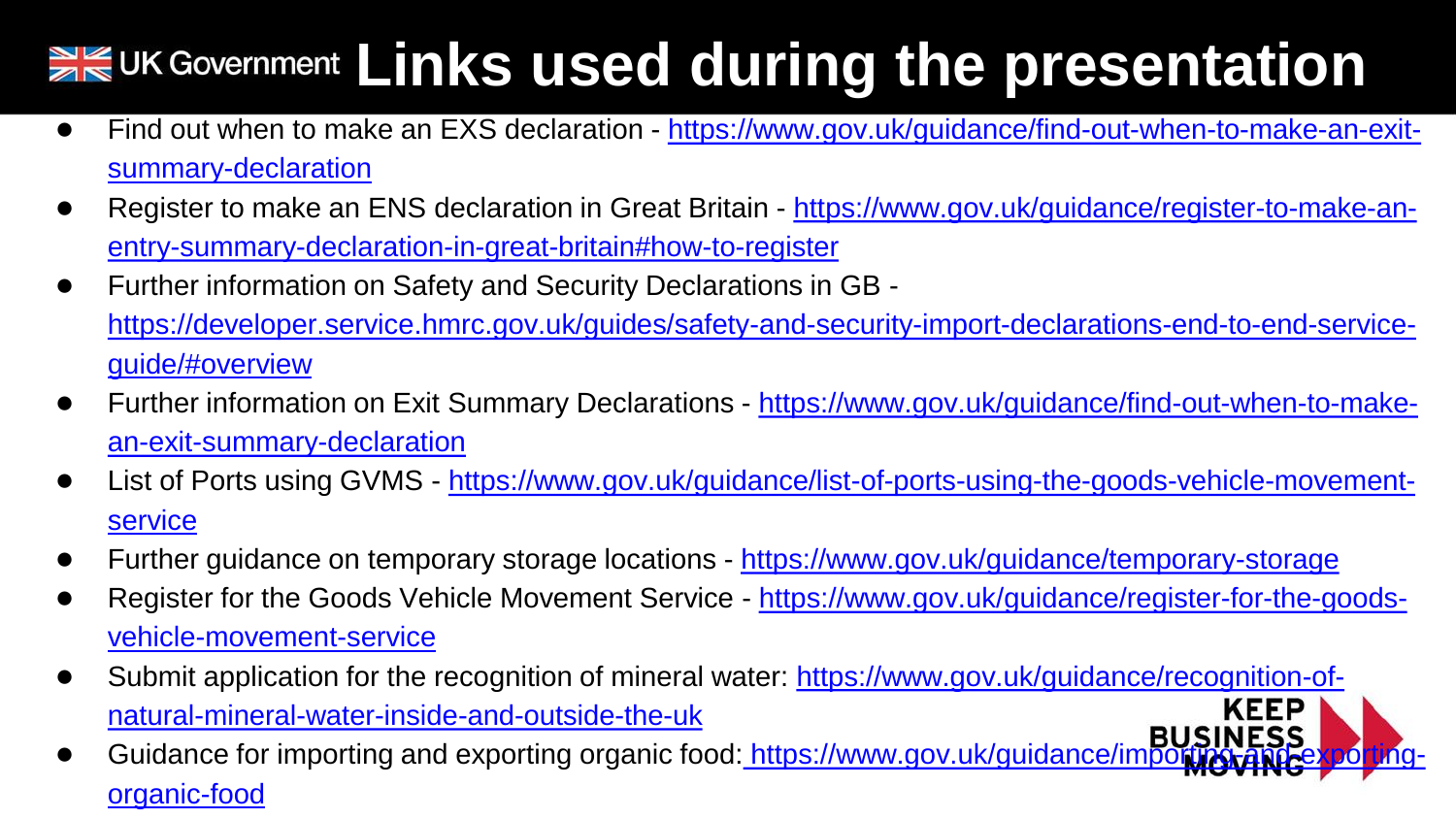# UK Government Links used during the presentation

- Find out when to make an EXS declaration - https://www.gov.uk/guidance/find-out-when-to-make-an-exit-summary-declaration
- Register to make an ENS declaration in Great Britain - https://www.gov.uk/guidance/register-to-make-an-entry-summary-declaration-in-great-britain#how-to-register
- Further information on Safety and Security Declarations in GB - https://developer.service.hmrc.gov.uk/guides/safety-and-security-import-declarations-end-to-end-service-guide/#overview
- Further information on Exit Summary Declarations - https://www.gov.uk/guidance/find-out-when-to-make-an-exit-summary-declaration
- List of Ports using GVMS - https://www.gov.uk/guidance/list-of-ports-using-the-goods-vehicle-movement-service
- Further guidance on temporary storage locations - https://www.gov.uk/guidance/temporary-storage
- Register for the Goods Vehicle Movement Service - https://www.gov.uk/guidance/register-for-the-goods-vehicle-movement-service
- Submit application for the recognition of mineral water: https://www.gov.uk/guidance/recognition-of-natural-mineral-water-inside-and-outside-the-uk
- Guidance for importing and exporting organic food: https://www.gov.uk/guidance/importing-and-exporting-organic-food

KEEP BUSINESS MOVING